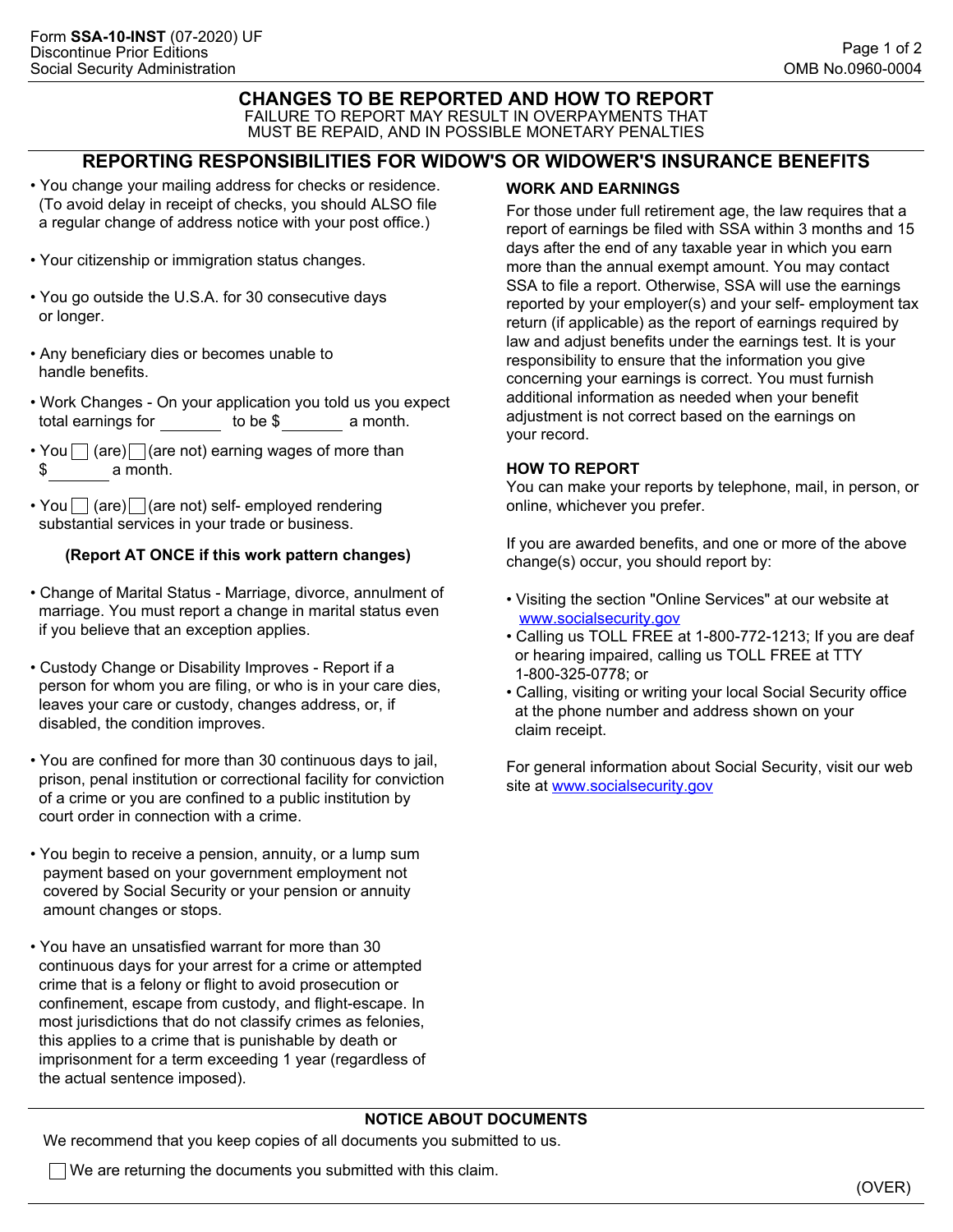Form **SSA-10-INST** (07-2020) UF
Discontinue Prior Editions
Social Security Administration

OMB No.0960-0004

## CHANGES TO BE REPORTED AND HOW TO REPORT

FAILURE TO REPORT MAY RESULT IN OVERPAYMENTS THAT MUST BE REPAID, AND IN POSSIBLE MONETARY PENALTIES

## REPORTING RESPONSIBILITIES FOR WIDOW'S OR WIDOWER'S INSURANCE BENEFITS

- You change your mailing address for checks or residence. (To avoid delay in receipt of checks, you should ALSO file a regular change of address notice with your post office.)
- Your citizenship or immigration status changes.
- You go outside the U.S.A. for 30 consecutive days or longer.
- Any beneficiary dies or becomes unable to handle benefits.
- Work Changes - On your application you told us you expect total earnings for ________ to be $________ a month.
- You ☐ (are) ☐ (are not) earning wages of more than $________ a month.
- You ☐ (are) ☐ (are not) self- employed rendering substantial services in your trade or business.

**(Report AT ONCE if this work pattern changes)**

- Change of Marital Status - Marriage, divorce, annulment of marriage. You must report a change in marital status even if you believe that an exception applies.
- Custody Change or Disability Improves - Report if a person for whom you are filing, or who is in your care dies, leaves your care or custody, changes address, or, if disabled, the condition improves.
- You are confined for more than 30 continuous days to jail, prison, penal institution or correctional facility for conviction of a crime or you are confined to a public institution by court order in connection with a crime.
- You begin to receive a pension, annuity, or a lump sum payment based on your government employment not covered by Social Security or your pension or annuity amount changes or stops.
- You have an unsatisfied warrant for more than 30 continuous days for your arrest for a crime or attempted crime that is a felony or flight to avoid prosecution or confinement, escape from custody, and flight-escape. In most jurisdictions that do not classify crimes as felonies, this applies to a crime that is punishable by death or imprisonment for a term exceeding 1 year (regardless of the actual sentence imposed).

### WORK AND EARNINGS

For those under full retirement age, the law requires that a report of earnings be filed with SSA within 3 months and 15 days after the end of any taxable year in which you earn more than the annual exempt amount. You may contact SSA to file a report. Otherwise, SSA will use the earnings reported by your employer(s) and your self- employment tax return (if applicable) as the report of earnings required by law and adjust benefits under the earnings test. It is your responsibility to ensure that the information you give concerning your earnings is correct. You must furnish additional information as needed when your benefit adjustment is not correct based on the earnings on your record.

### HOW TO REPORT

You can make your reports by telephone, mail, in person, or online, whichever you prefer.

If you are awarded benefits, and one or more of the above change(s) occur, you should report by:

- Visiting the section "Online Services" at our website at www.socialsecurity.gov
- Calling us TOLL FREE at 1-800-772-1213; If you are deaf or hearing impaired, calling us TOLL FREE at TTY 1-800-325-0778; or
- Calling, visiting or writing your local Social Security office at the phone number and address shown on your claim receipt.

For general information about Social Security, visit our web site at www.socialsecurity.gov

### NOTICE ABOUT DOCUMENTS

We recommend that you keep copies of all documents you submitted to us.

☐ We are returning the documents you submitted with this claim.

(OVER)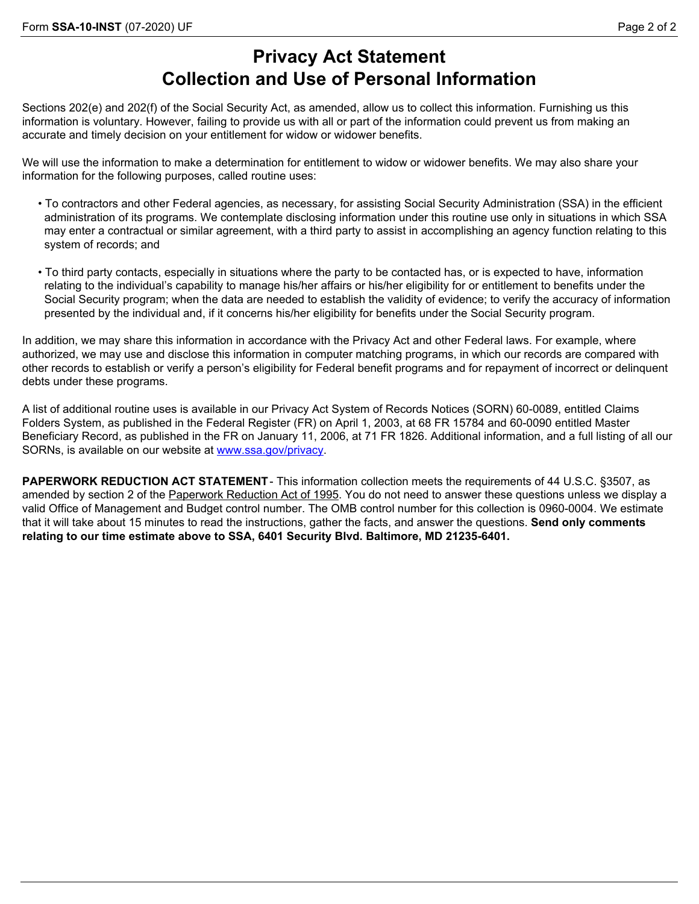# Privacy Act Statement
# Collection and Use of Personal Information

Sections 202(e) and 202(f) of the Social Security Act, as amended, allow us to collect this information. Furnishing us this information is voluntary. However, failing to provide us with all or part of the information could prevent us from making an accurate and timely decision on your entitlement for widow or widower benefits.

We will use the information to make a determination for entitlement to widow or widower benefits. We may also share your information for the following purposes, called routine uses:

- To contractors and other Federal agencies, as necessary, for assisting Social Security Administration (SSA) in the efficient administration of its programs. We contemplate disclosing information under this routine use only in situations in which SSA may enter a contractual or similar agreement, with a third party to assist in accomplishing an agency function relating to this system of records; and

- To third party contacts, especially in situations where the party to be contacted has, or is expected to have, information relating to the individual's capability to manage his/her affairs or his/her eligibility for or entitlement to benefits under the Social Security program; when the data are needed to establish the validity of evidence; to verify the accuracy of information presented by the individual and, if it concerns his/her eligibility for benefits under the Social Security program.

In addition, we may share this information in accordance with the Privacy Act and other Federal laws. For example, where authorized, we may use and disclose this information in computer matching programs, in which our records are compared with other records to establish or verify a person's eligibility for Federal benefit programs and for repayment of incorrect or delinquent debts under these programs.

A list of additional routine uses is available in our Privacy Act System of Records Notices (SORN) 60-0089, entitled Claims Folders System, as published in the Federal Register (FR) on April 1, 2003, at 68 FR 15784 and 60-0090 entitled Master Beneficiary Record, as published in the FR on January 11, 2006, at 71 FR 1826. Additional information, and a full listing of all our SORNs, is available on our website at www.ssa.gov/privacy.

**PAPERWORK REDUCTION ACT STATEMENT** - This information collection meets the requirements of 44 U.S.C. §3507, as amended by section 2 of the Paperwork Reduction Act of 1995. You do not need to answer these questions unless we display a valid Office of Management and Budget control number. The OMB control number for this collection is 0960-0004. We estimate that it will take about 15 minutes to read the instructions, gather the facts, and answer the questions. **Send only comments relating to our time estimate above to SSA, 6401 Security Blvd. Baltimore, MD 21235-6401.**